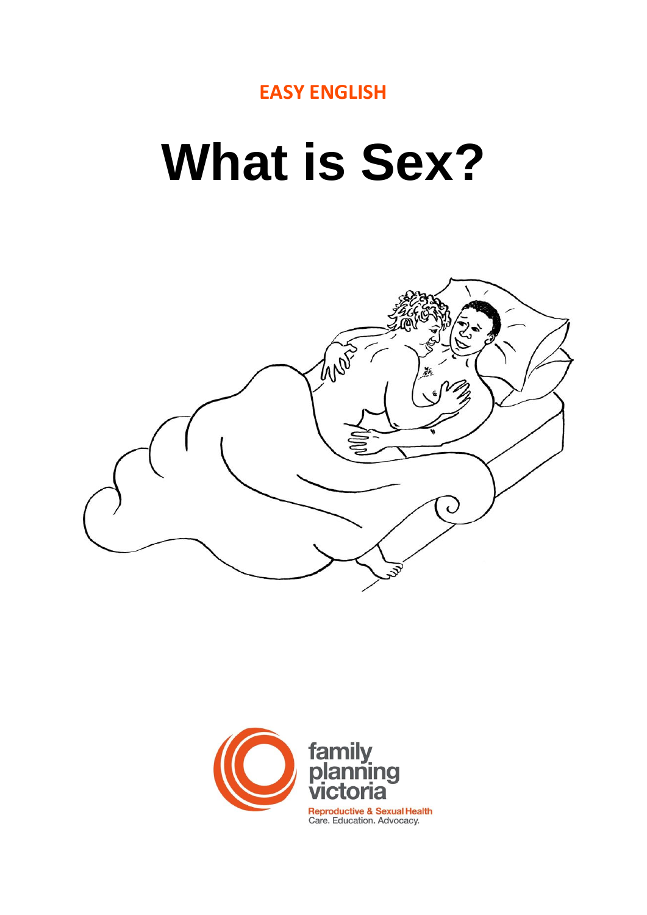EASY ENGLISH

# What is Sex?

family planning victoria

Reproductive & Sexual Health
Care. Education. Advocacy.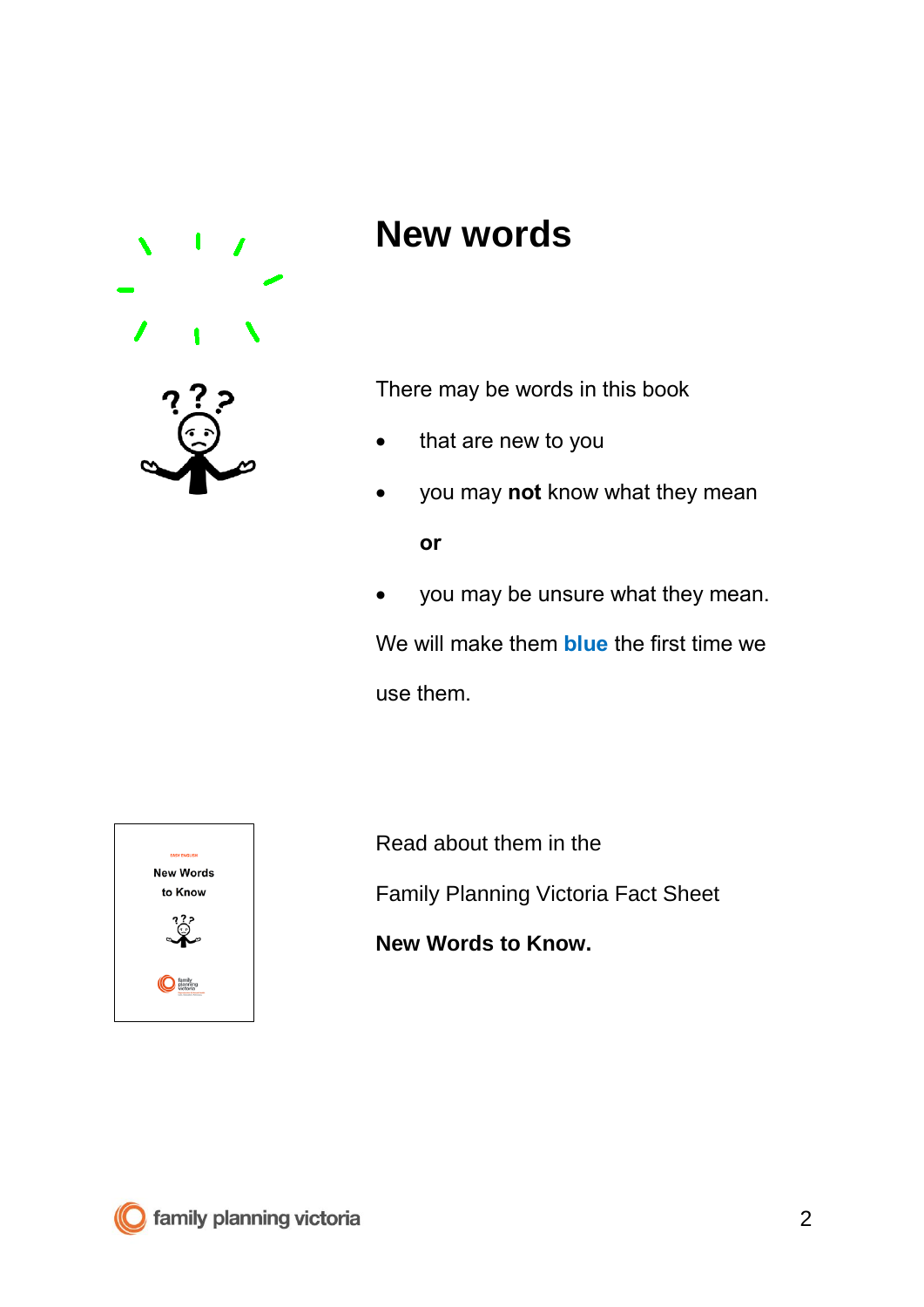# New words

There may be words in this book

- that are new to you
- you may **not** know what they mean

  **or**

- you may be unsure what they mean.

We will make them **blue** the first time we use them.

Read about them in the Family Planning Victoria Fact Sheet **New Words to Know.**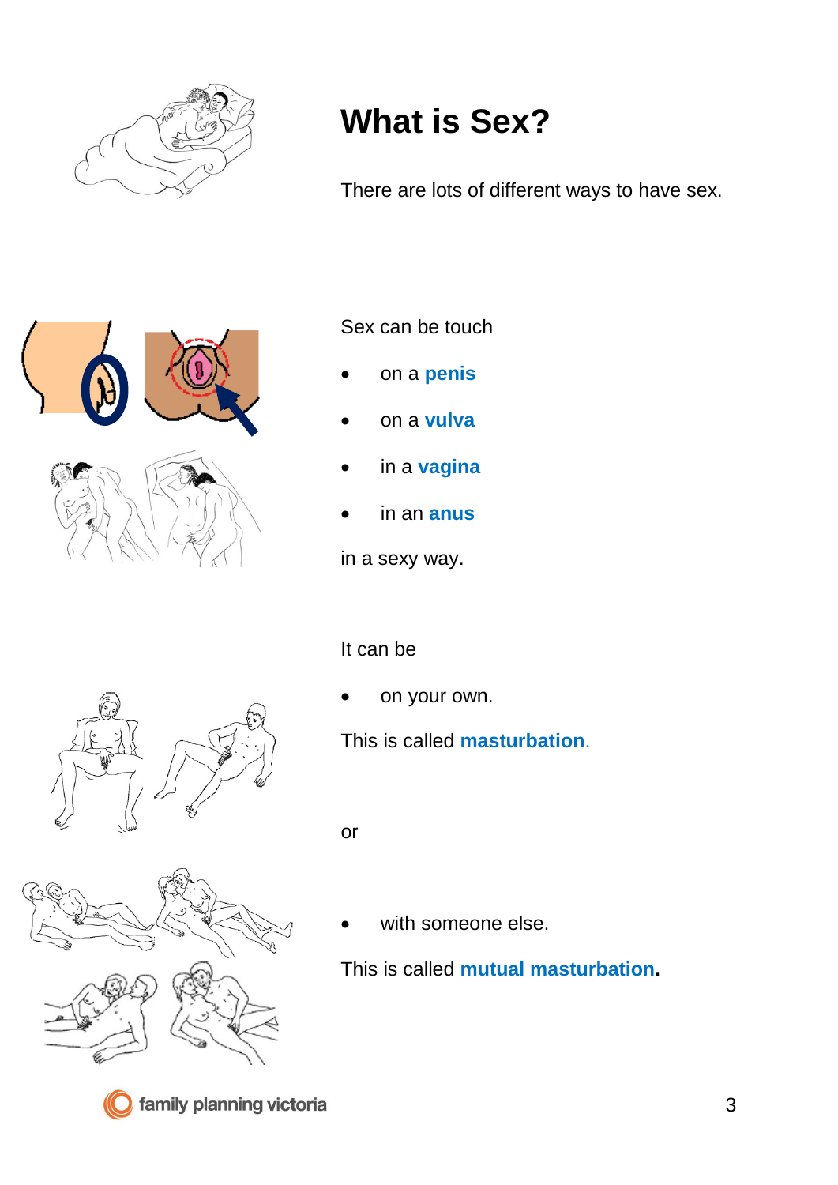# What is Sex?

There are lots of different ways to have sex.

Sex can be touch

- on a **penis**
- on a **vulva**
- in a **vagina**
- in an **anus**

in a sexy way.

It can be

- on your own.

This is called **masturbation**.

or

- with someone else.

This is called **mutual masturbation**.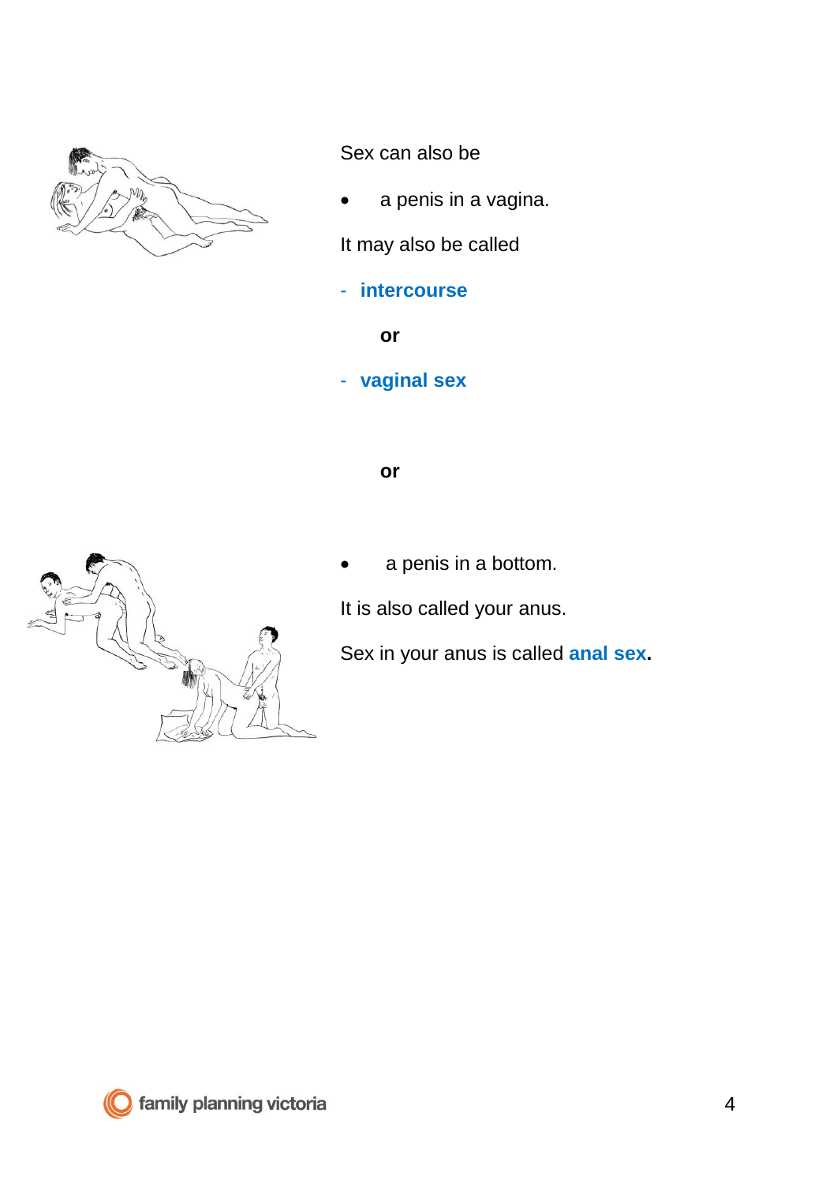Sex can also be

- a penis in a vagina.

It may also be called

- **intercourse**

  **or**

- **vaginal sex**

**or**

- a penis in a bottom.

It is also called your anus.

Sex in your anus is called **anal sex.**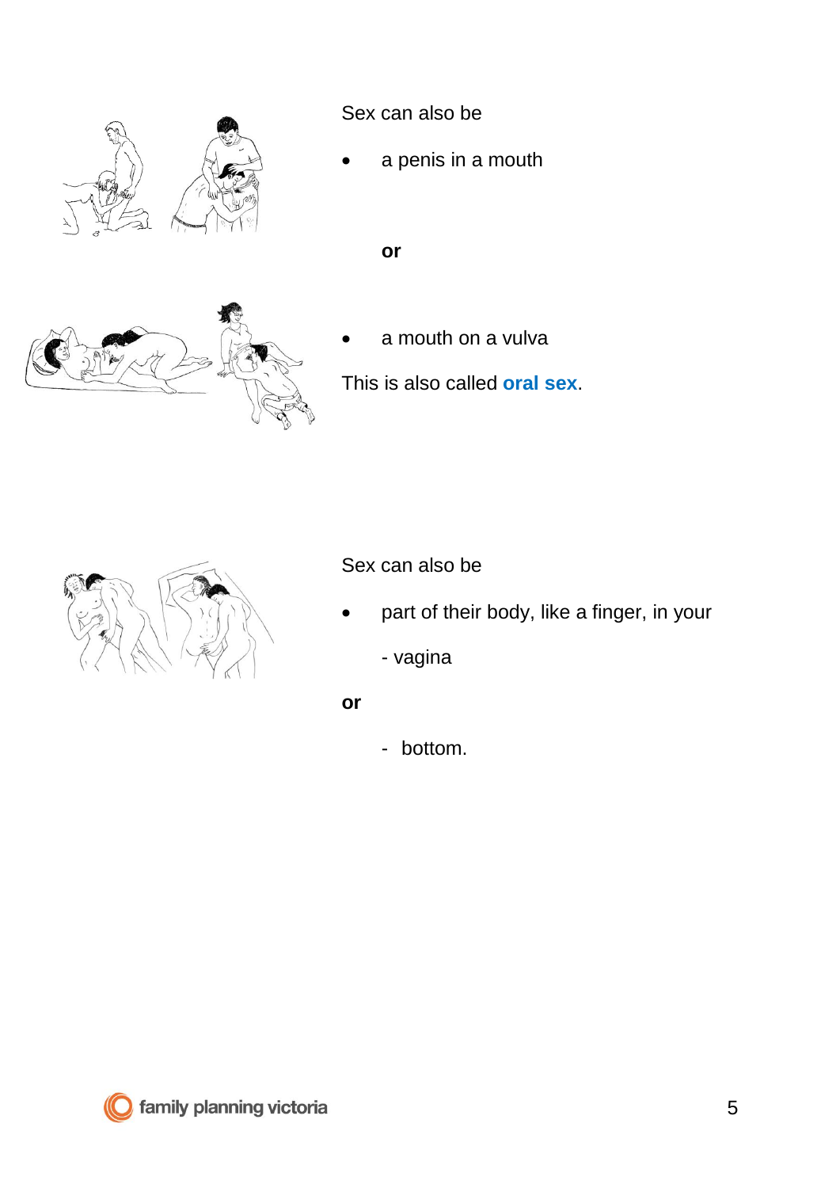Sex can also be

- a penis in a mouth

**or**

- a mouth on a vulva

This is also called **oral sex**.

Sex can also be

- part of their body, like a finger, in your

  - vagina

**or**

  - bottom.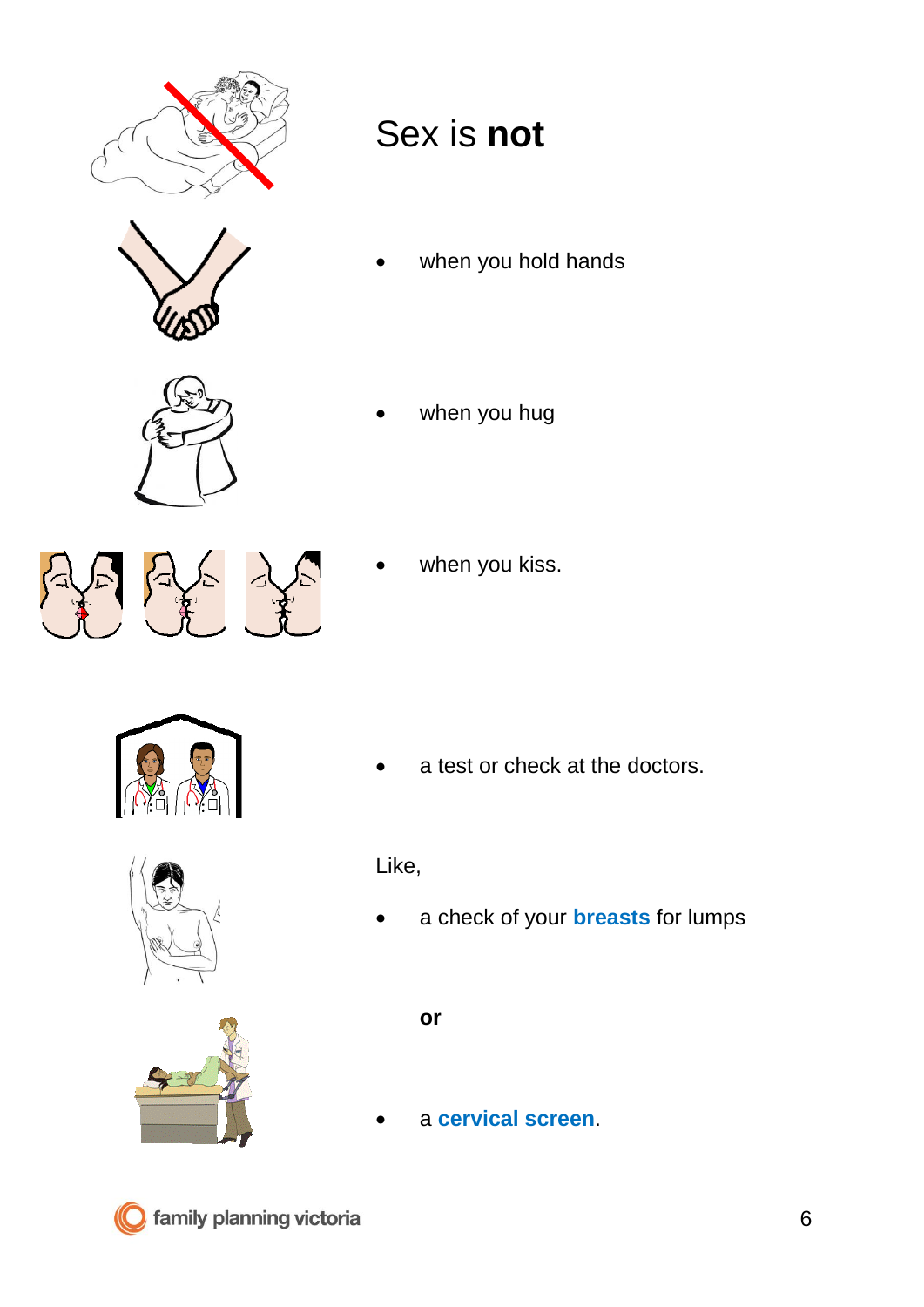# Sex is **not**

- when you hold hands
- when you hug
- when you kiss.
- a test or check at the doctors.

Like,

- a check of your **breasts** for lumps

  **or**

- a **cervical screen**.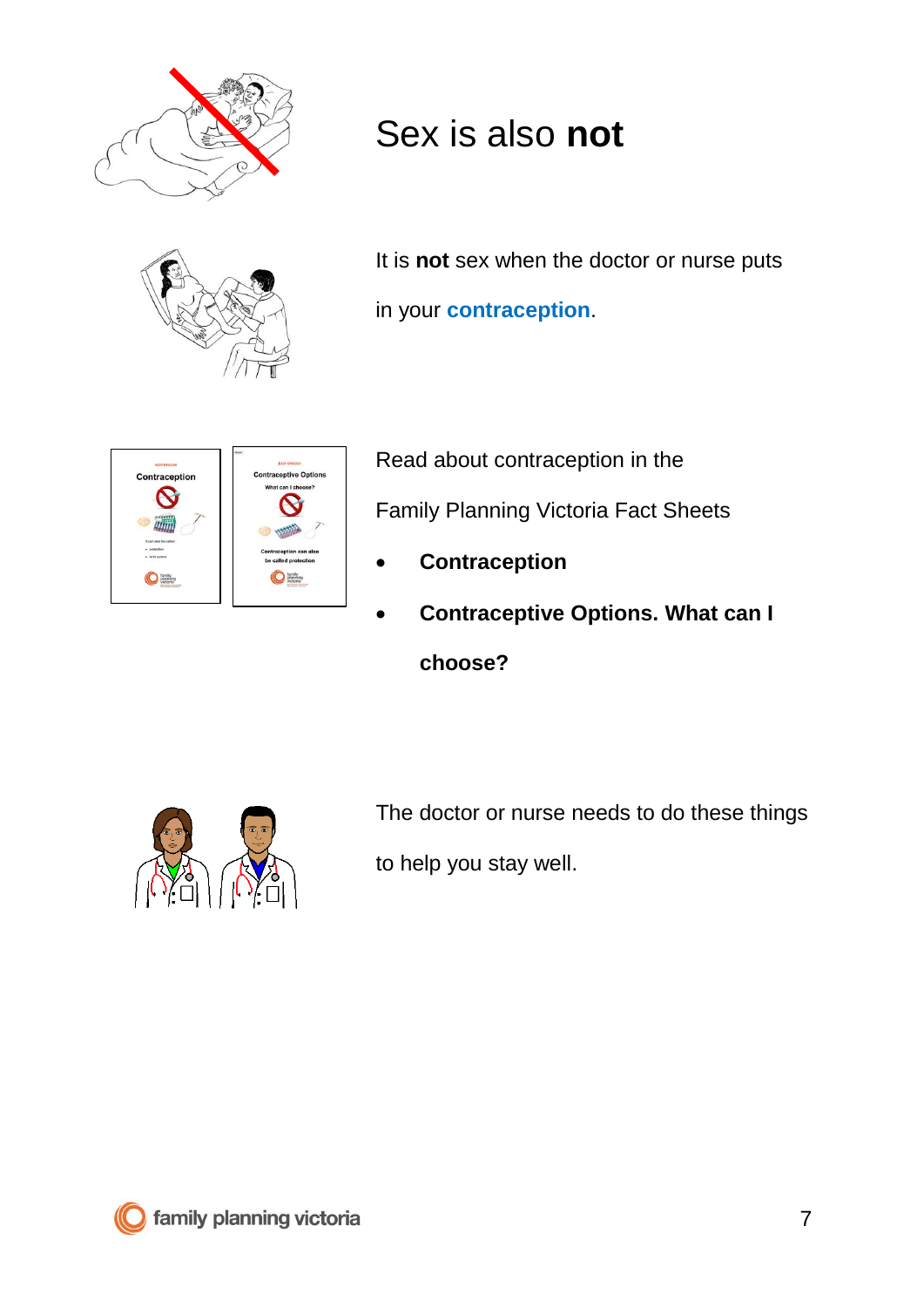# Sex is also **not**

It is **not** sex when the doctor or nurse puts in your **contraception**.

Read about contraception in the Family Planning Victoria Fact Sheets

- **Contraception**
- **Contraceptive Options. What can I choose?**

The doctor or nurse needs to do these things to help you stay well.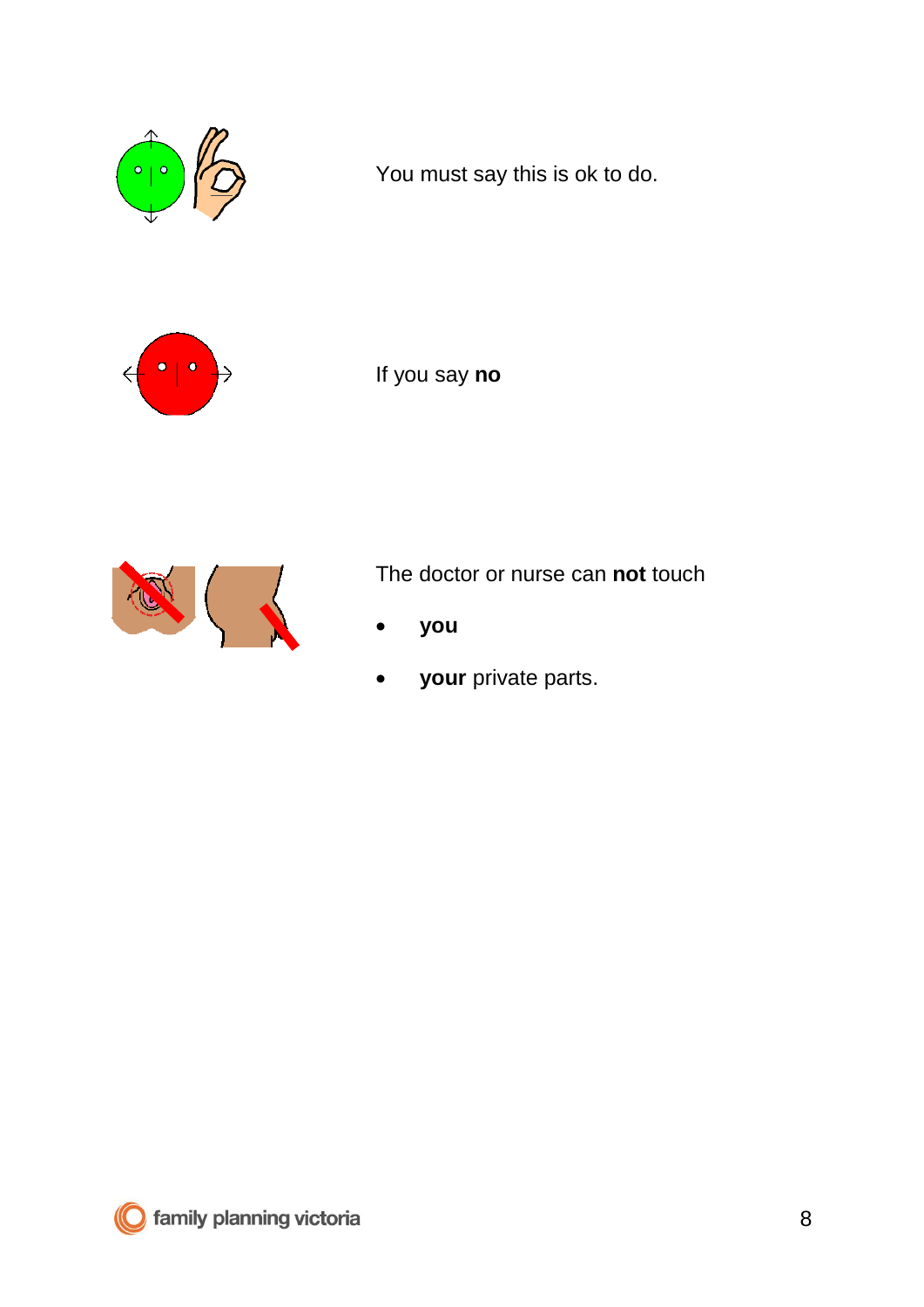You must say this is ok to do.

If you say **no**

The doctor or nurse can **not** touch

- **you**
- **your** private parts.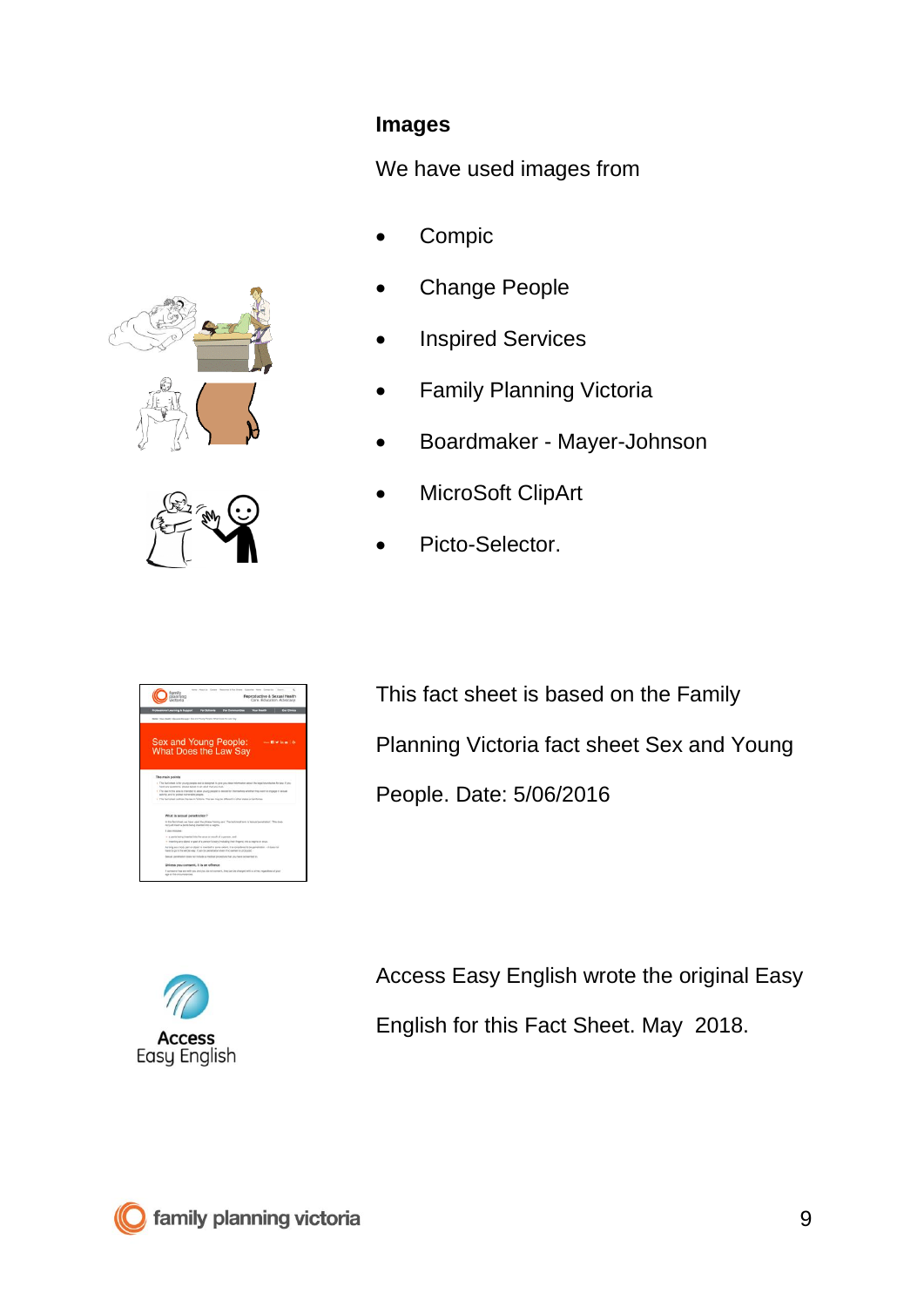## Images

We have used images from

- Compic
- Change People
- Inspired Services
- Family Planning Victoria
- Boardmaker - Mayer-Johnson
- MicroSoft ClipArt
- Picto-Selector.

This fact sheet is based on the Family Planning Victoria fact sheet Sex and Young People. Date: 5/06/2016

Access Easy English wrote the original Easy English for this Fact Sheet. May 2018.